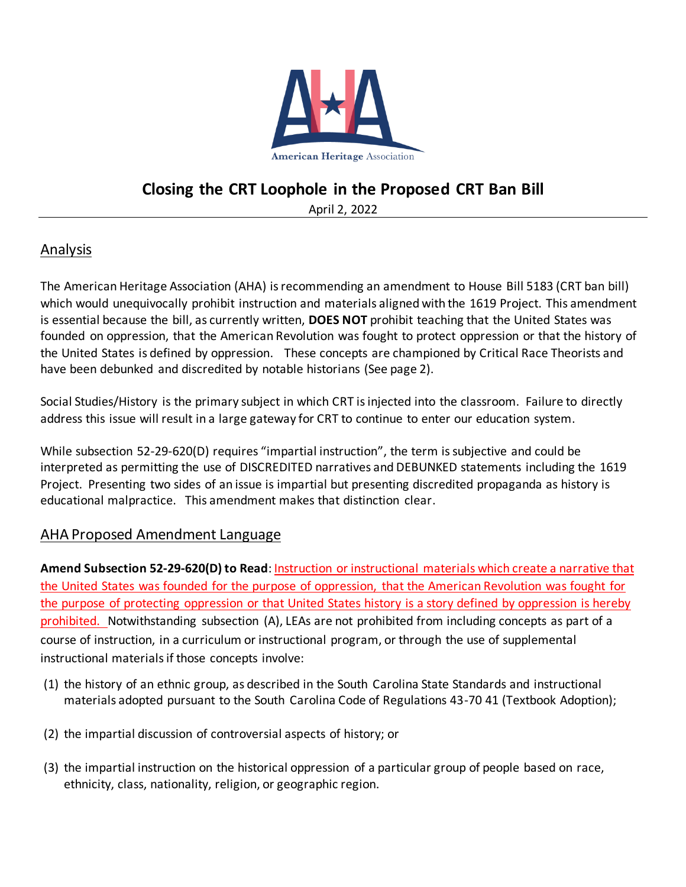American Heritage Association

# Closing the CRT Loophole in the Proposed CRT Ban Bill

April 2, 2022

## Analysis

The American Heritage Association (AHA) is recommending an amendment to House Bill 5183 (CRT ban bill) which would unequivocally prohibit instruction and materials aligned with the 1619 Project. This amendment is essential because the bill, as currently written, **DOES NOT** prohibit teaching that the United States was founded on oppression, that the American Revolution was fought to protect oppression or that the history of the United States is defined by oppression. These concepts are championed by Critical Race Theorists and have been debunked and discredited by notable historians (See page 2).

Social Studies/History is the primary subject in which CRT is injected into the classroom. Failure to directly address this issue will result in a large gateway for CRT to continue to enter our education system.

While subsection 52-29-620(D) requires "impartial instruction", the term is subjective and could be interpreted as permitting the use of DISCREDITED narratives and DEBUNKED statements including the 1619 Project. Presenting two sides of an issue is impartial but presenting discredited propaganda as history is educational malpractice. This amendment makes that distinction clear.

## AHA Proposed Amendment Language

**Amend Subsection 52-29-620(D) to Read**: <u>Instruction or instructional materials which create a narrative that the United States was founded for the purpose of oppression, that the American Revolution was fought for the purpose of protecting oppression or that United States history is a story defined by oppression is hereby prohibited.</u> Notwithstanding subsection (A), LEAs are not prohibited from including concepts as part of a course of instruction, in a curriculum or instructional program, or through the use of supplemental instructional materials if those concepts involve:

(1) the history of an ethnic group, as described in the South Carolina State Standards and instructional materials adopted pursuant to the South Carolina Code of Regulations 43-70 41 (Textbook Adoption);

(2) the impartial discussion of controversial aspects of history; or

(3) the impartial instruction on the historical oppression of a particular group of people based on race, ethnicity, class, nationality, religion, or geographic region.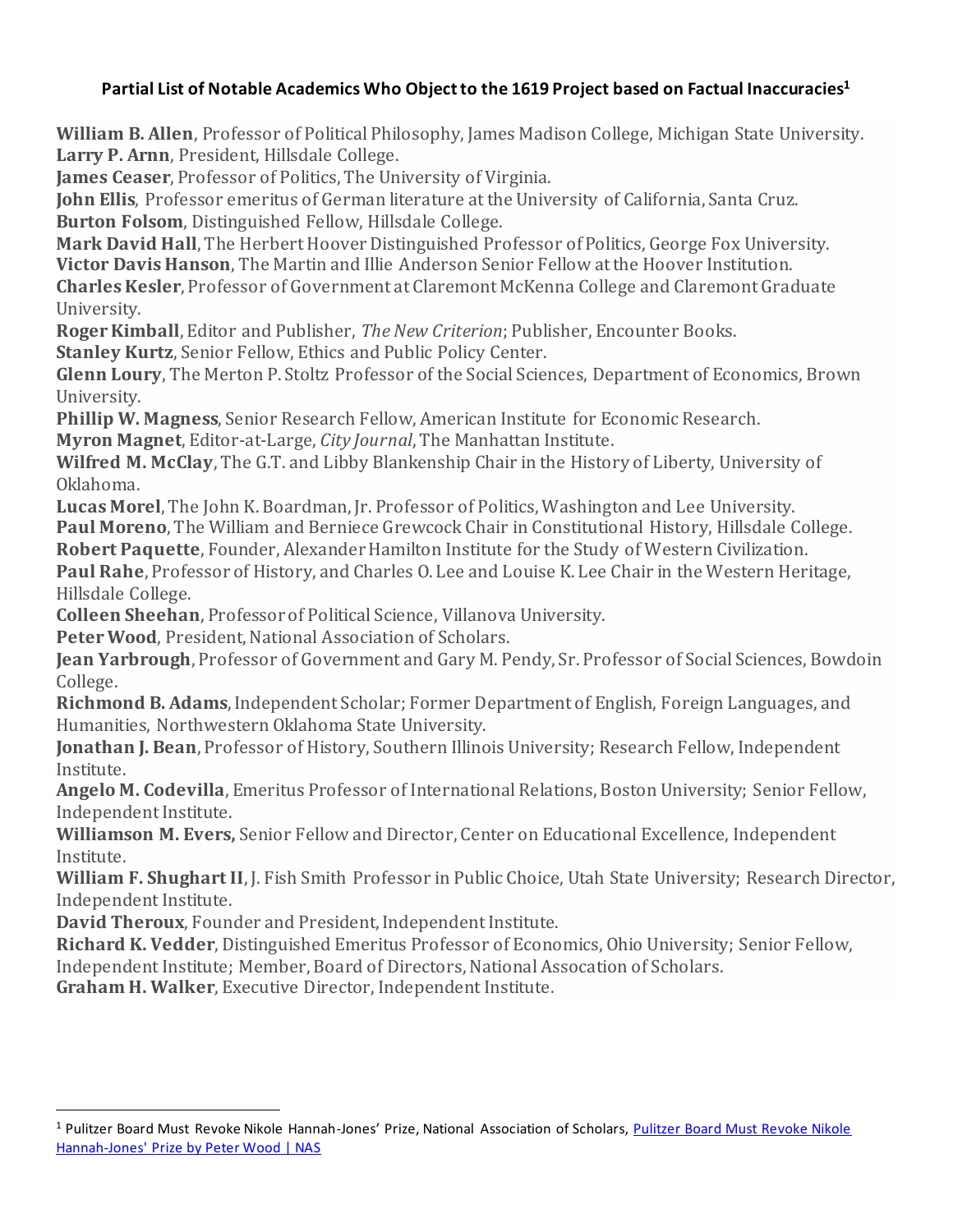**Partial List of Notable Academics Who Object to the 1619 Project based on Factual Inaccuracies[1]**

**William B. Allen**, Professor of Political Philosophy, James Madison College, Michigan State University.
**Larry P. Arnn**, President, Hillsdale College.
**James Ceaser**, Professor of Politics, The University of Virginia.
**John Ellis**, Professor emeritus of German literature at the University of California, Santa Cruz.
**Burton Folsom**, Distinguished Fellow, Hillsdale College.
**Mark David Hall**, The Herbert Hoover Distinguished Professor of Politics, George Fox University.
**Victor Davis Hanson**, The Martin and Illie Anderson Senior Fellow at the Hoover Institution.
**Charles Kesler**, Professor of Government at Claremont McKenna College and Claremont Graduate University.
**Roger Kimball**, Editor and Publisher, *The New Criterion*; Publisher, Encounter Books.
**Stanley Kurtz**, Senior Fellow, Ethics and Public Policy Center.
**Glenn Loury**, The Merton P. Stoltz Professor of the Social Sciences, Department of Economics, Brown University.
**Phillip W. Magness**, Senior Research Fellow, American Institute for Economic Research.
**Myron Magnet**, Editor-at-Large, *City Journal*, The Manhattan Institute.
**Wilfred M. McClay**, The G.T. and Libby Blankenship Chair in the History of Liberty, University of Oklahoma.
**Lucas Morel**, The John K. Boardman, Jr. Professor of Politics, Washington and Lee University.
**Paul Moreno**, The William and Berniece Grewcock Chair in Constitutional History, Hillsdale College.
**Robert Paquette**, Founder, Alexander Hamilton Institute for the Study of Western Civilization.
**Paul Rahe**, Professor of History, and Charles O. Lee and Louise K. Lee Chair in the Western Heritage, Hillsdale College.
**Colleen Sheehan**, Professor of Political Science, Villanova University.
**Peter Wood**, President, National Association of Scholars.
**Jean Yarbrough**, Professor of Government and Gary M. Pendy, Sr. Professor of Social Sciences, Bowdoin College.
**Richmond B. Adams**, Independent Scholar; Former Department of English, Foreign Languages, and Humanities, Northwestern Oklahoma State University.
**Jonathan J. Bean**, Professor of History, Southern Illinois University; Research Fellow, Independent Institute.
**Angelo M. Codevilla**, Emeritus Professor of International Relations, Boston University; Senior Fellow, Independent Institute.
**Williamson M. Evers,** Senior Fellow and Director, Center on Educational Excellence, Independent Institute.
**William F. Shughart II**, J. Fish Smith Professor in Public Choice, Utah State University; Research Director, Independent Institute.
**David Theroux**, Founder and President, Independent Institute.
**Richard K. Vedder**, Distinguished Emeritus Professor of Economics, Ohio University; Senior Fellow, Independent Institute; Member, Board of Directors, National Assocation of Scholars.
**Graham H. Walker**, Executive Director, Independent Institute.

[1] Pulitzer Board Must Revoke Nikole Hannah-Jones' Prize, National Association of Scholars, Pulitzer Board Must Revoke Nikole Hannah-Jones' Prize by Peter Wood | NAS